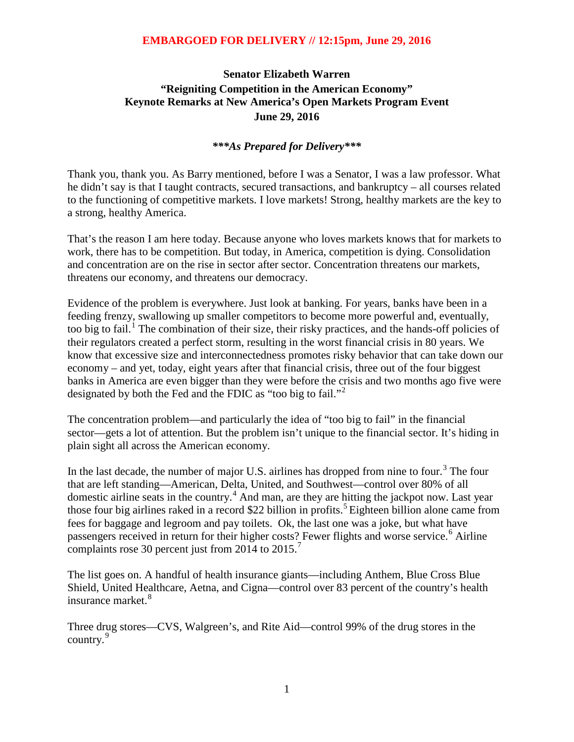**EMBARGOED FOR DELIVERY // 12:15pm, June 29, 2016**

# Senator Elizabeth Warren
## "Reigniting Competition in the American Economy"
## Keynote Remarks at New America's Open Markets Program Event
## June 29, 2016

***\*\*\*As Prepared for Delivery\*\*\****

Thank you, thank you. As Barry mentioned, before I was a Senator, I was a law professor. What he didn't say is that I taught contracts, secured transactions, and bankruptcy – all courses related to the functioning of competitive markets. I love markets! Strong, healthy markets are the key to a strong, healthy America.

That's the reason I am here today. Because anyone who loves markets knows that for markets to work, there has to be competition. But today, in America, competition is dying. Consolidation and concentration are on the rise in sector after sector. Concentration threatens our markets, threatens our economy, and threatens our democracy.

Evidence of the problem is everywhere. Just look at banking. For years, banks have been in a feeding frenzy, swallowing up smaller competitors to become more powerful and, eventually, too big to fail.[1] The combination of their size, their risky practices, and the hands-off policies of their regulators created a perfect storm, resulting in the worst financial crisis in 80 years. We know that excessive size and interconnectedness promotes risky behavior that can take down our economy – and yet, today, eight years after that financial crisis, three out of the four biggest banks in America are even bigger than they were before the crisis and two months ago five were designated by both the Fed and the FDIC as "too big to fail."[2]

The concentration problem—and particularly the idea of "too big to fail" in the financial sector—gets a lot of attention. But the problem isn't unique to the financial sector. It's hiding in plain sight all across the American economy.

In the last decade, the number of major U.S. airlines has dropped from nine to four.[3] The four that are left standing—American, Delta, United, and Southwest—control over 80% of all domestic airline seats in the country.[4] And man, are they are hitting the jackpot now. Last year those four big airlines raked in a record $22 billion in profits.[5] Eighteen billion alone came from fees for baggage and legroom and pay toilets. Ok, the last one was a joke, but what have passengers received in return for their higher costs? Fewer flights and worse service.[6] Airline complaints rose 30 percent just from 2014 to 2015.[7]

The list goes on. A handful of health insurance giants—including Anthem, Blue Cross Blue Shield, United Healthcare, Aetna, and Cigna—control over 83 percent of the country's health insurance market.[8]

Three drug stores—CVS, Walgreen's, and Rite Aid—control 99% of the drug stores in the country.[9]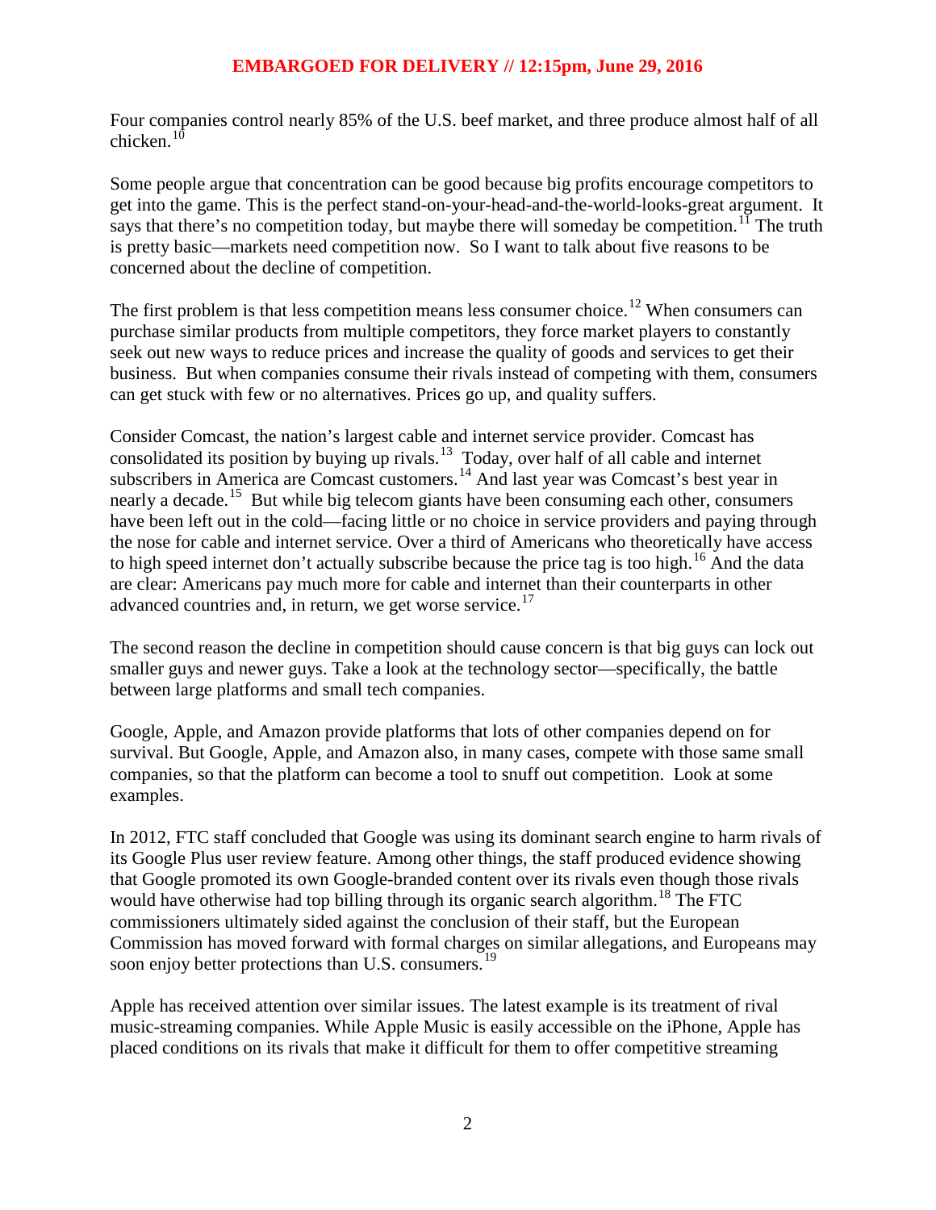Four companies control nearly 85% of the U.S. beef market, and three produce almost half of all chicken.[10]

Some people argue that concentration can be good because big profits encourage competitors to get into the game. This is the perfect stand-on-your-head-and-the-world-looks-great argument. It says that there's no competition today, but maybe there will someday be competition.[11] The truth is pretty basic—markets need competition now. So I want to talk about five reasons to be concerned about the decline of competition.

The first problem is that less competition means less consumer choice.[12] When consumers can purchase similar products from multiple competitors, they force market players to constantly seek out new ways to reduce prices and increase the quality of goods and services to get their business. But when companies consume their rivals instead of competing with them, consumers can get stuck with few or no alternatives. Prices go up, and quality suffers.

Consider Comcast, the nation's largest cable and internet service provider. Comcast has consolidated its position by buying up rivals.[13] Today, over half of all cable and internet subscribers in America are Comcast customers.[14] And last year was Comcast's best year in nearly a decade.[15] But while big telecom giants have been consuming each other, consumers have been left out in the cold—facing little or no choice in service providers and paying through the nose for cable and internet service. Over a third of Americans who theoretically have access to high speed internet don't actually subscribe because the price tag is too high.[16] And the data are clear: Americans pay much more for cable and internet than their counterparts in other advanced countries and, in return, we get worse service.[17]

The second reason the decline in competition should cause concern is that big guys can lock out smaller guys and newer guys. Take a look at the technology sector—specifically, the battle between large platforms and small tech companies.

Google, Apple, and Amazon provide platforms that lots of other companies depend on for survival. But Google, Apple, and Amazon also, in many cases, compete with those same small companies, so that the platform can become a tool to snuff out competition. Look at some examples.

In 2012, FTC staff concluded that Google was using its dominant search engine to harm rivals of its Google Plus user review feature. Among other things, the staff produced evidence showing that Google promoted its own Google-branded content over its rivals even though those rivals would have otherwise had top billing through its organic search algorithm.[18] The FTC commissioners ultimately sided against the conclusion of their staff, but the European Commission has moved forward with formal charges on similar allegations, and Europeans may soon enjoy better protections than U.S. consumers.[19]

Apple has received attention over similar issues. The latest example is its treatment of rival music-streaming companies. While Apple Music is easily accessible on the iPhone, Apple has placed conditions on its rivals that make it difficult for them to offer competitive streaming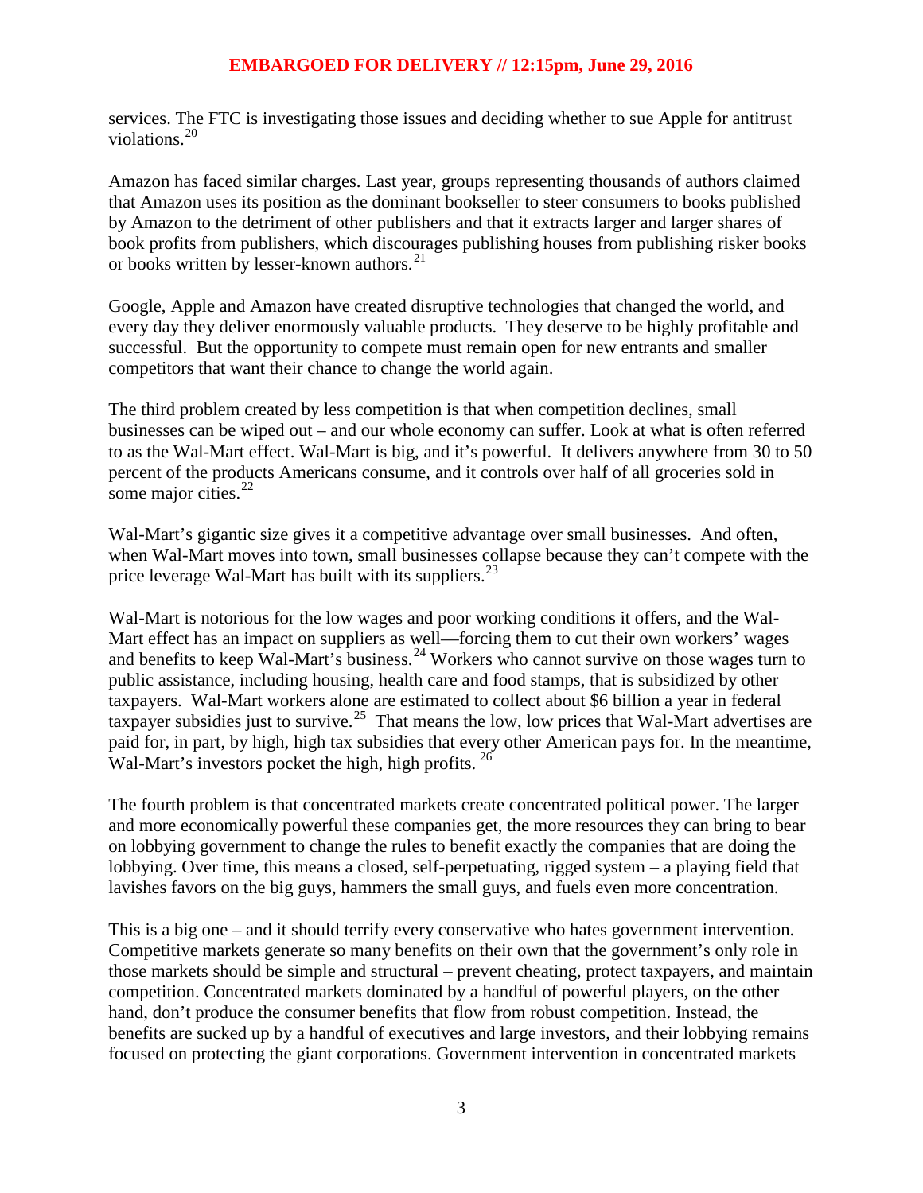services. The FTC is investigating those issues and deciding whether to sue Apple for antitrust violations.[20]

Amazon has faced similar charges. Last year, groups representing thousands of authors claimed that Amazon uses its position as the dominant bookseller to steer consumers to books published by Amazon to the detriment of other publishers and that it extracts larger and larger shares of book profits from publishers, which discourages publishing houses from publishing risker books or books written by lesser-known authors.[21]

Google, Apple and Amazon have created disruptive technologies that changed the world, and every day they deliver enormously valuable products. They deserve to be highly profitable and successful. But the opportunity to compete must remain open for new entrants and smaller competitors that want their chance to change the world again.

The third problem created by less competition is that when competition declines, small businesses can be wiped out – and our whole economy can suffer. Look at what is often referred to as the Wal-Mart effect. Wal-Mart is big, and it's powerful. It delivers anywhere from 30 to 50 percent of the products Americans consume, and it controls over half of all groceries sold in some major cities.[22]

Wal-Mart's gigantic size gives it a competitive advantage over small businesses. And often, when Wal-Mart moves into town, small businesses collapse because they can't compete with the price leverage Wal-Mart has built with its suppliers.[23]

Wal-Mart is notorious for the low wages and poor working conditions it offers, and the Wal-Mart effect has an impact on suppliers as well—forcing them to cut their own workers' wages and benefits to keep Wal-Mart's business.[24] Workers who cannot survive on those wages turn to public assistance, including housing, health care and food stamps, that is subsidized by other taxpayers. Wal-Mart workers alone are estimated to collect about $6 billion a year in federal taxpayer subsidies just to survive.[25] That means the low, low prices that Wal-Mart advertises are paid for, in part, by high, high tax subsidies that every other American pays for. In the meantime, Wal-Mart's investors pocket the high, high profits.[26]

The fourth problem is that concentrated markets create concentrated political power. The larger and more economically powerful these companies get, the more resources they can bring to bear on lobbying government to change the rules to benefit exactly the companies that are doing the lobbying. Over time, this means a closed, self-perpetuating, rigged system – a playing field that lavishes favors on the big guys, hammers the small guys, and fuels even more concentration.

This is a big one – and it should terrify every conservative who hates government intervention. Competitive markets generate so many benefits on their own that the government's only role in those markets should be simple and structural – prevent cheating, protect taxpayers, and maintain competition. Concentrated markets dominated by a handful of powerful players, on the other hand, don't produce the consumer benefits that flow from robust competition. Instead, the benefits are sucked up by a handful of executives and large investors, and their lobbying remains focused on protecting the giant corporations. Government intervention in concentrated markets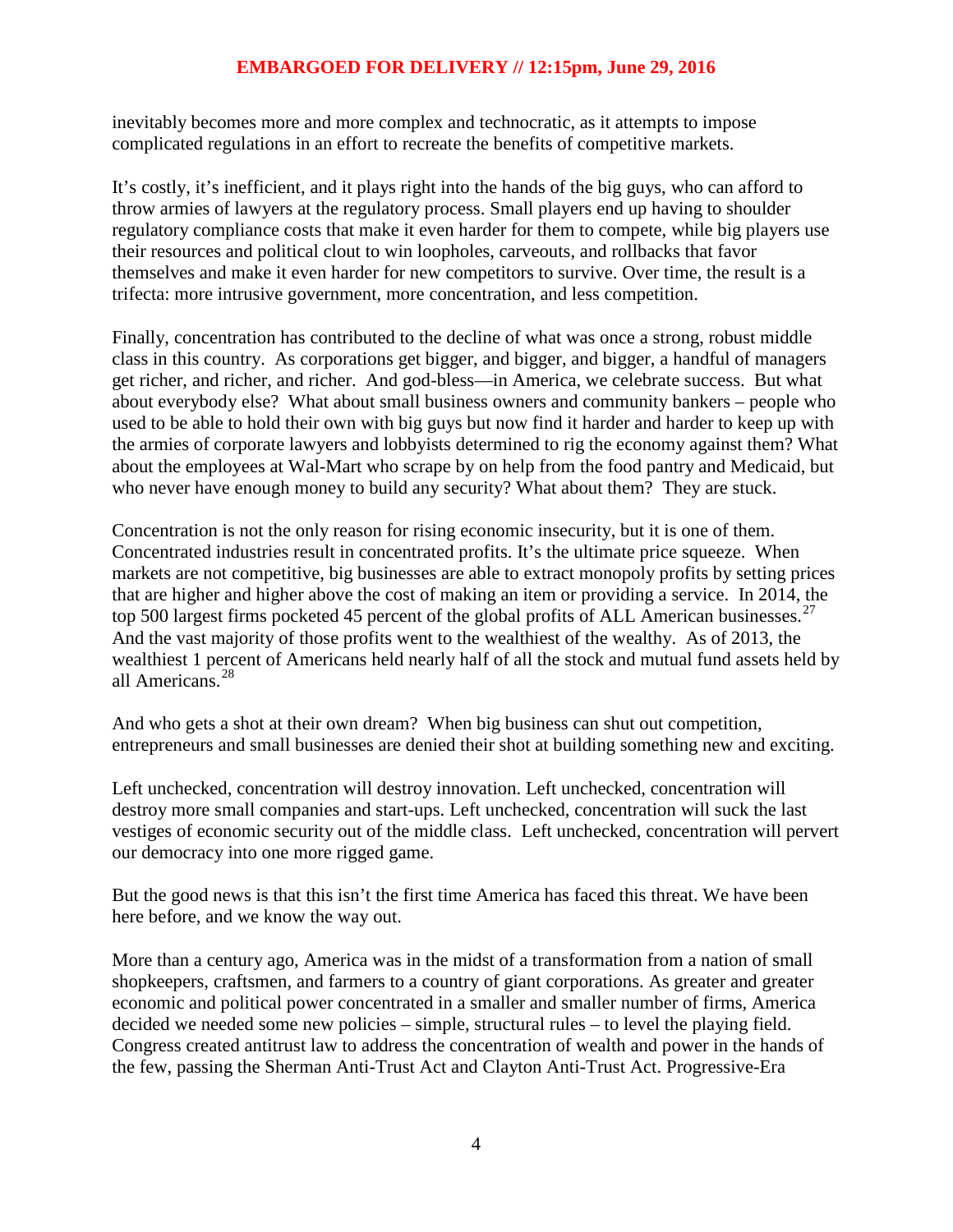inevitably becomes more and more complex and technocratic, as it attempts to impose complicated regulations in an effort to recreate the benefits of competitive markets.

It's costly, it's inefficient, and it plays right into the hands of the big guys, who can afford to throw armies of lawyers at the regulatory process. Small players end up having to shoulder regulatory compliance costs that make it even harder for them to compete, while big players use their resources and political clout to win loopholes, carveouts, and rollbacks that favor themselves and make it even harder for new competitors to survive. Over time, the result is a trifecta: more intrusive government, more concentration, and less competition.

Finally, concentration has contributed to the decline of what was once a strong, robust middle class in this country. As corporations get bigger, and bigger, and bigger, a handful of managers get richer, and richer, and richer. And god-bless—in America, we celebrate success. But what about everybody else? What about small business owners and community bankers – people who used to be able to hold their own with big guys but now find it harder and harder to keep up with the armies of corporate lawyers and lobbyists determined to rig the economy against them? What about the employees at Wal-Mart who scrape by on help from the food pantry and Medicaid, but who never have enough money to build any security? What about them? They are stuck.

Concentration is not the only reason for rising economic insecurity, but it is one of them. Concentrated industries result in concentrated profits. It's the ultimate price squeeze. When markets are not competitive, big businesses are able to extract monopoly profits by setting prices that are higher and higher above the cost of making an item or providing a service. In 2014, the top 500 largest firms pocketed 45 percent of the global profits of ALL American businesses.[27] And the vast majority of those profits went to the wealthiest of the wealthy. As of 2013, the wealthiest 1 percent of Americans held nearly half of all the stock and mutual fund assets held by all Americans.[28]

And who gets a shot at their own dream? When big business can shut out competition, entrepreneurs and small businesses are denied their shot at building something new and exciting.

Left unchecked, concentration will destroy innovation. Left unchecked, concentration will destroy more small companies and start-ups. Left unchecked, concentration will suck the last vestiges of economic security out of the middle class. Left unchecked, concentration will pervert our democracy into one more rigged game.

But the good news is that this isn't the first time America has faced this threat. We have been here before, and we know the way out.

More than a century ago, America was in the midst of a transformation from a nation of small shopkeepers, craftsmen, and farmers to a country of giant corporations. As greater and greater economic and political power concentrated in a smaller and smaller number of firms, America decided we needed some new policies – simple, structural rules – to level the playing field. Congress created antitrust law to address the concentration of wealth and power in the hands of the few, passing the Sherman Anti-Trust Act and Clayton Anti-Trust Act. Progressive-Era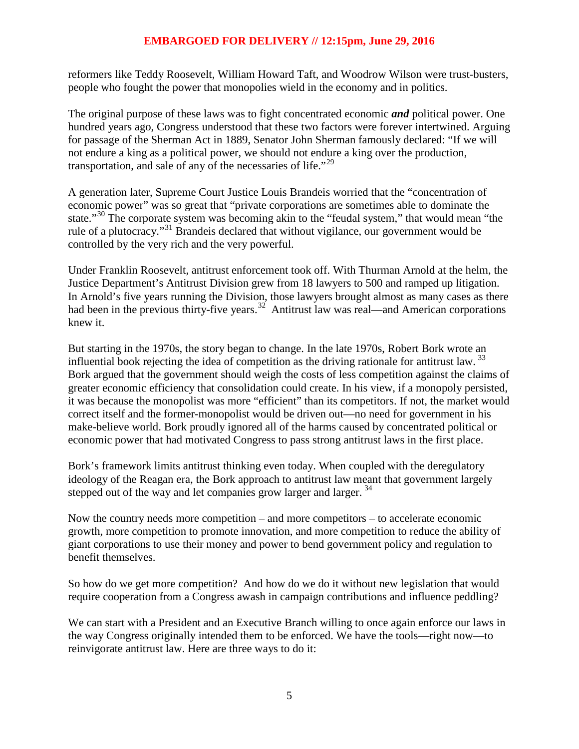reformers like Teddy Roosevelt, William Howard Taft, and Woodrow Wilson were trust-busters, people who fought the power that monopolies wield in the economy and in politics.

The original purpose of these laws was to fight concentrated economic ***and*** political power. One hundred years ago, Congress understood that these two factors were forever intertwined. Arguing for passage of the Sherman Act in 1889, Senator John Sherman famously declared: "If we will not endure a king as a political power, we should not endure a king over the production, transportation, and sale of any of the necessaries of life."[29]

A generation later, Supreme Court Justice Louis Brandeis worried that the "concentration of economic power" was so great that "private corporations are sometimes able to dominate the state."[30] The corporate system was becoming akin to the "feudal system," that would mean "the rule of a plutocracy."[31] Brandeis declared that without vigilance, our government would be controlled by the very rich and the very powerful.

Under Franklin Roosevelt, antitrust enforcement took off. With Thurman Arnold at the helm, the Justice Department's Antitrust Division grew from 18 lawyers to 500 and ramped up litigation. In Arnold's five years running the Division, those lawyers brought almost as many cases as there had been in the previous thirty-five years.[32] Antitrust law was real—and American corporations knew it.

But starting in the 1970s, the story began to change. In the late 1970s, Robert Bork wrote an influential book rejecting the idea of competition as the driving rationale for antitrust law.[33] Bork argued that the government should weigh the costs of less competition against the claims of greater economic efficiency that consolidation could create. In his view, if a monopoly persisted, it was because the monopolist was more "efficient" than its competitors. If not, the market would correct itself and the former-monopolist would be driven out—no need for government in his make-believe world. Bork proudly ignored all of the harms caused by concentrated political or economic power that had motivated Congress to pass strong antitrust laws in the first place.

Bork's framework limits antitrust thinking even today. When coupled with the deregulatory ideology of the Reagan era, the Bork approach to antitrust law meant that government largely stepped out of the way and let companies grow larger and larger.[34]

Now the country needs more competition – and more competitors – to accelerate economic growth, more competition to promote innovation, and more competition to reduce the ability of giant corporations to use their money and power to bend government policy and regulation to benefit themselves.

So how do we get more competition? And how do we do it without new legislation that would require cooperation from a Congress awash in campaign contributions and influence peddling?

We can start with a President and an Executive Branch willing to once again enforce our laws in the way Congress originally intended them to be enforced. We have the tools—right now—to reinvigorate antitrust law. Here are three ways to do it: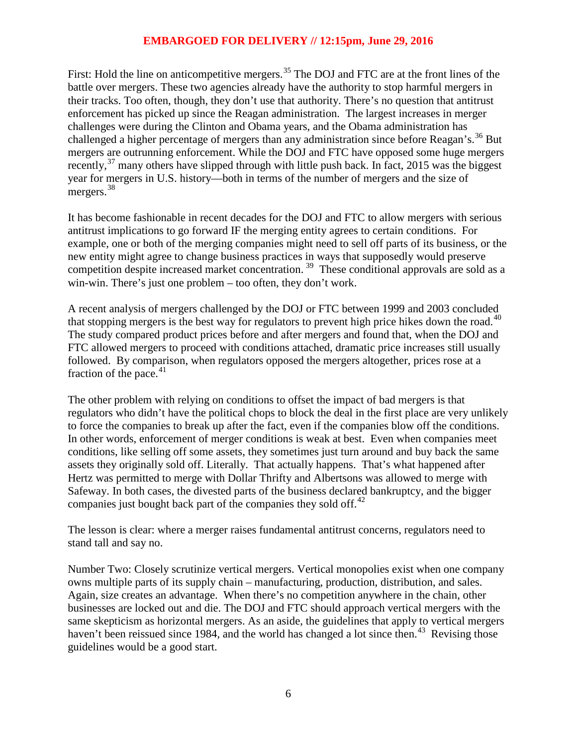First: Hold the line on anticompetitive mergers.[35] The DOJ and FTC are at the front lines of the battle over mergers. These two agencies already have the authority to stop harmful mergers in their tracks. Too often, though, they don't use that authority. There's no question that antitrust enforcement has picked up since the Reagan administration. The largest increases in merger challenges were during the Clinton and Obama years, and the Obama administration has challenged a higher percentage of mergers than any administration since before Reagan's.[36] But mergers are outrunning enforcement. While the DOJ and FTC have opposed some huge mergers recently,[37] many others have slipped through with little push back. In fact, 2015 was the biggest year for mergers in U.S. history—both in terms of the number of mergers and the size of mergers.[38]

It has become fashionable in recent decades for the DOJ and FTC to allow mergers with serious antitrust implications to go forward IF the merging entity agrees to certain conditions. For example, one or both of the merging companies might need to sell off parts of its business, or the new entity might agree to change business practices in ways that supposedly would preserve competition despite increased market concentration.[39] These conditional approvals are sold as a win-win. There's just one problem – too often, they don't work.

A recent analysis of mergers challenged by the DOJ or FTC between 1999 and 2003 concluded that stopping mergers is the best way for regulators to prevent high price hikes down the road.[40] The study compared product prices before and after mergers and found that, when the DOJ and FTC allowed mergers to proceed with conditions attached, dramatic price increases still usually followed. By comparison, when regulators opposed the mergers altogether, prices rose at a fraction of the pace.[41]

The other problem with relying on conditions to offset the impact of bad mergers is that regulators who didn't have the political chops to block the deal in the first place are very unlikely to force the companies to break up after the fact, even if the companies blow off the conditions. In other words, enforcement of merger conditions is weak at best. Even when companies meet conditions, like selling off some assets, they sometimes just turn around and buy back the same assets they originally sold off. Literally. That actually happens. That's what happened after Hertz was permitted to merge with Dollar Thrifty and Albertsons was allowed to merge with Safeway. In both cases, the divested parts of the business declared bankruptcy, and the bigger companies just bought back part of the companies they sold off.[42]

The lesson is clear: where a merger raises fundamental antitrust concerns, regulators need to stand tall and say no.

Number Two: Closely scrutinize vertical mergers. Vertical monopolies exist when one company owns multiple parts of its supply chain – manufacturing, production, distribution, and sales. Again, size creates an advantage. When there's no competition anywhere in the chain, other businesses are locked out and die. The DOJ and FTC should approach vertical mergers with the same skepticism as horizontal mergers. As an aside, the guidelines that apply to vertical mergers haven't been reissued since 1984, and the world has changed a lot since then.[43] Revising those guidelines would be a good start.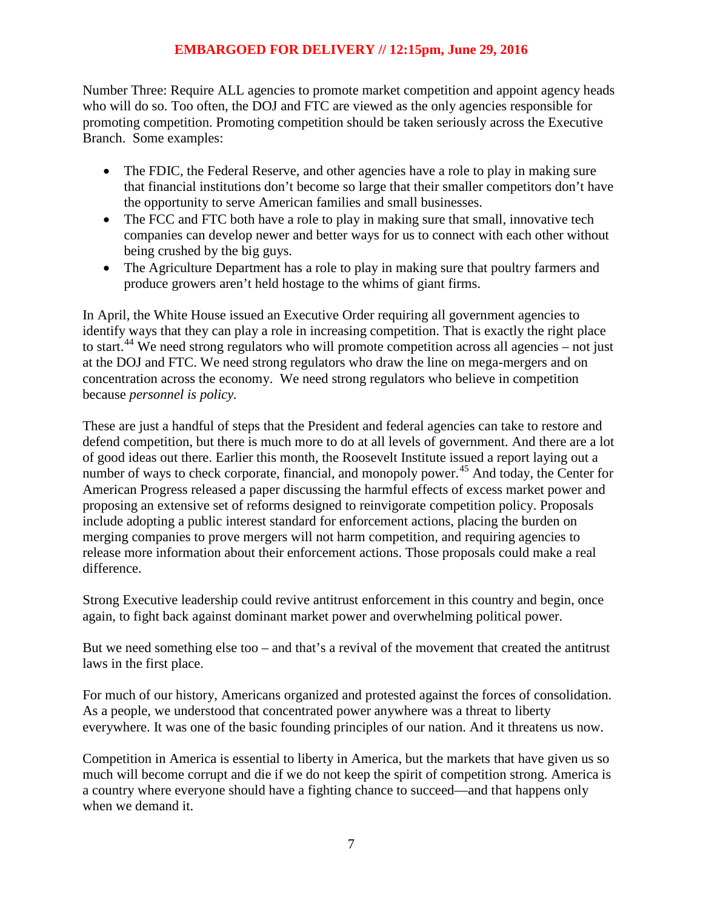Number Three: Require ALL agencies to promote market competition and appoint agency heads who will do so. Too often, the DOJ and FTC are viewed as the only agencies responsible for promoting competition. Promoting competition should be taken seriously across the Executive Branch. Some examples:

- The FDIC, the Federal Reserve, and other agencies have a role to play in making sure that financial institutions don't become so large that their smaller competitors don't have the opportunity to serve American families and small businesses.
- The FCC and FTC both have a role to play in making sure that small, innovative tech companies can develop newer and better ways for us to connect with each other without being crushed by the big guys.
- The Agriculture Department has a role to play in making sure that poultry farmers and produce growers aren't held hostage to the whims of giant firms.

In April, the White House issued an Executive Order requiring all government agencies to identify ways that they can play a role in increasing competition. That is exactly the right place to start.[44] We need strong regulators who will promote competition across all agencies – not just at the DOJ and FTC. We need strong regulators who draw the line on mega-mergers and on concentration across the economy. We need strong regulators who believe in competition because *personnel is policy.*

These are just a handful of steps that the President and federal agencies can take to restore and defend competition, but there is much more to do at all levels of government. And there are a lot of good ideas out there. Earlier this month, the Roosevelt Institute issued a report laying out a number of ways to check corporate, financial, and monopoly power.[45] And today, the Center for American Progress released a paper discussing the harmful effects of excess market power and proposing an extensive set of reforms designed to reinvigorate competition policy. Proposals include adopting a public interest standard for enforcement actions, placing the burden on merging companies to prove mergers will not harm competition, and requiring agencies to release more information about their enforcement actions. Those proposals could make a real difference.

Strong Executive leadership could revive antitrust enforcement in this country and begin, once again, to fight back against dominant market power and overwhelming political power.

But we need something else too – and that's a revival of the movement that created the antitrust laws in the first place.

For much of our history, Americans organized and protested against the forces of consolidation. As a people, we understood that concentrated power anywhere was a threat to liberty everywhere. It was one of the basic founding principles of our nation. And it threatens us now.

Competition in America is essential to liberty in America, but the markets that have given us so much will become corrupt and die if we do not keep the spirit of competition strong. America is a country where everyone should have a fighting chance to succeed—and that happens only when we demand it.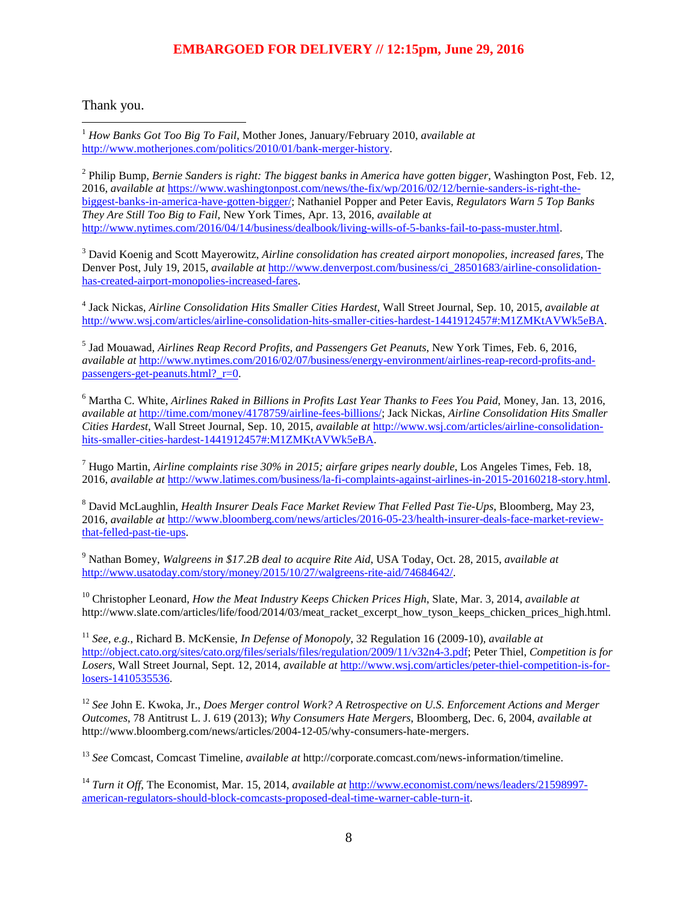Thank you.

---

[1] *How Banks Got Too Big To Fail*, Mother Jones, January/February 2010, *available at* http://www.motherjones.com/politics/2010/01/bank-merger-history.

[2] Philip Bump, *Bernie Sanders is right: The biggest banks in America have gotten bigger*, Washington Post, Feb. 12, 2016, *available at* https://www.washingtonpost.com/news/the-fix/wp/2016/02/12/bernie-sanders-is-right-the-biggest-banks-in-america-have-gotten-bigger/; Nathaniel Popper and Peter Eavis, *Regulators Warn 5 Top Banks They Are Still Too Big to Fail*, New York Times, Apr. 13, 2016, *available at* http://www.nytimes.com/2016/04/14/business/dealbook/living-wills-of-5-banks-fail-to-pass-muster.html.

[3] David Koenig and Scott Mayerowitz, *Airline consolidation has created airport monopolies, increased fares*, The Denver Post, July 19, 2015, *available at* http://www.denverpost.com/business/ci_28501683/airline-consolidation-has-created-airport-monopolies-increased-fares.

[4] Jack Nickas, *Airline Consolidation Hits Smaller Cities Hardest*, Wall Street Journal, Sep. 10, 2015, *available at* http://www.wsj.com/articles/airline-consolidation-hits-smaller-cities-hardest-1441912457#:M1ZMKtAVWk5eBA.

[5] Jad Mouawad, *Airlines Reap Record Profits, and Passengers Get Peanuts*, New York Times, Feb. 6, 2016, *available at* http://www.nytimes.com/2016/02/07/business/energy-environment/airlines-reap-record-profits-and-passengers-get-peanuts.html?_r=0.

[6] Martha C. White, *Airlines Raked in Billions in Profits Last Year Thanks to Fees You Paid*, Money, Jan. 13, 2016, *available at* http://time.com/money/4178759/airline-fees-billions/; Jack Nickas, *Airline Consolidation Hits Smaller Cities Hardest*, Wall Street Journal, Sep. 10, 2015, *available at* http://www.wsj.com/articles/airline-consolidation-hits-smaller-cities-hardest-1441912457#:M1ZMKtAVWk5eBA.

[7] Hugo Martin, *Airline complaints rise 30% in 2015; airfare gripes nearly double*, Los Angeles Times, Feb. 18, 2016, *available at* http://www.latimes.com/business/la-fi-complaints-against-airlines-in-2015-20160218-story.html.

[8] David McLaughlin, *Health Insurer Deals Face Market Review That Felled Past Tie-Ups*, Bloomberg, May 23, 2016, *available at* http://www.bloomberg.com/news/articles/2016-05-23/health-insurer-deals-face-market-review-that-felled-past-tie-ups.

[9] Nathan Bomey, *Walgreens in $17.2B deal to acquire Rite Aid*, USA Today, Oct. 28, 2015, *available at* http://www.usatoday.com/story/money/2015/10/27/walgreens-rite-aid/74684642/.

[10] Christopher Leonard, *How the Meat Industry Keeps Chicken Prices High*, Slate, Mar. 3, 2014, *available at* http://www.slate.com/articles/life/food/2014/03/meat_racket_excerpt_how_tyson_keeps_chicken_prices_high.html.

[11] *See, e.g.*, Richard B. McKensie, *In Defense of Monopoly*, 32 Regulation 16 (2009-10), *available at* http://object.cato.org/sites/cato.org/files/serials/files/regulation/2009/11/v32n4-3.pdf; Peter Thiel, *Competition is for Losers*, Wall Street Journal, Sept. 12, 2014, *available at* http://www.wsj.com/articles/peter-thiel-competition-is-for-losers-1410535536.

[12] *See* John E. Kwoka, Jr., *Does Merger control Work? A Retrospective on U.S. Enforcement Actions and Merger Outcomes*, 78 Antitrust L. J. 619 (2013); *Why Consumers Hate Mergers*, Bloomberg, Dec. 6, 2004, *available at* http://www.bloomberg.com/news/articles/2004-12-05/why-consumers-hate-mergers.

[13] *See* Comcast, Comcast Timeline, *available at* http://corporate.comcast.com/news-information/timeline.

[14] *Turn it Off*, The Economist, Mar. 15, 2014, *available at* http://www.economist.com/news/leaders/21598997-american-regulators-should-block-comcasts-proposed-deal-time-warner-cable-turn-it.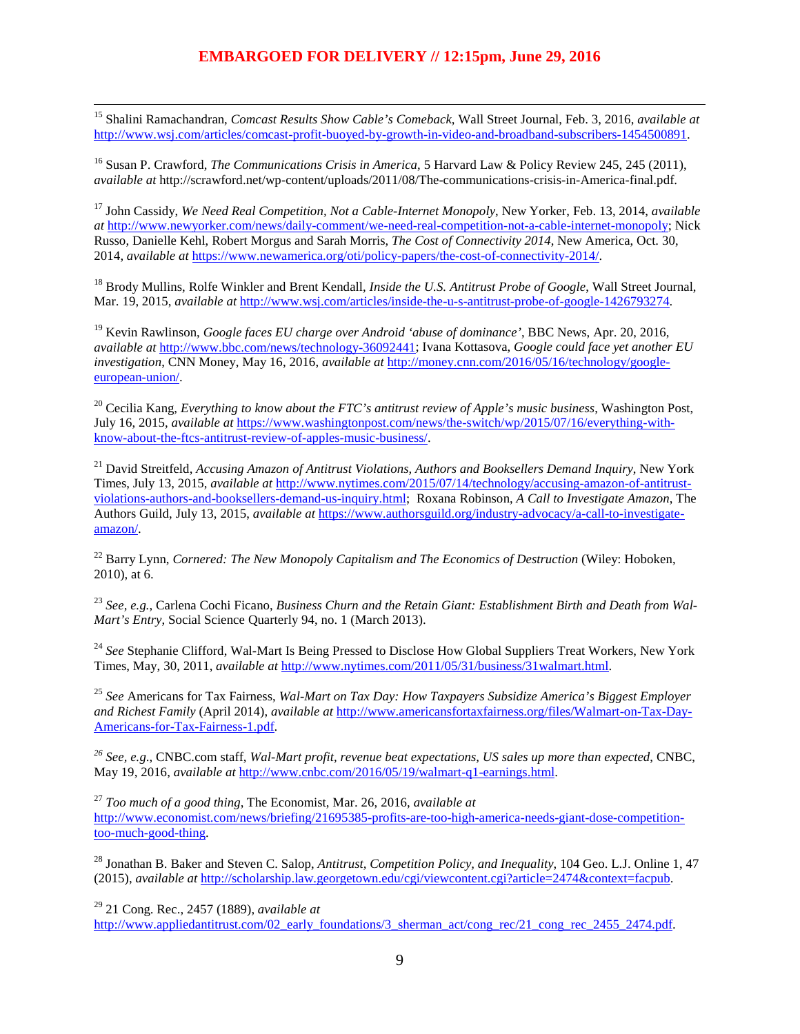[15] Shalini Ramachandran, *Comcast Results Show Cable's Comeback*, Wall Street Journal, Feb. 3, 2016, *available at* http://www.wsj.com/articles/comcast-profit-buoyed-by-growth-in-video-and-broadband-subscribers-1454500891.

[16] Susan P. Crawford, *The Communications Crisis in America*, 5 Harvard Law & Policy Review 245, 245 (2011), *available at* http://scrawford.net/wp-content/uploads/2011/08/The-communications-crisis-in-America-final.pdf.

[17] John Cassidy, *We Need Real Competition, Not a Cable-Internet Monopoly*, New Yorker, Feb. 13, 2014, *available at* http://www.newyorker.com/news/daily-comment/we-need-real-competition-not-a-cable-internet-monopoly; Nick Russo, Danielle Kehl, Robert Morgus and Sarah Morris, *The Cost of Connectivity 2014*, New America, Oct. 30, 2014, *available at* https://www.newamerica.org/oti/policy-papers/the-cost-of-connectivity-2014/.

[18] Brody Mullins, Rolfe Winkler and Brent Kendall, *Inside the U.S. Antitrust Probe of Google*, Wall Street Journal, Mar. 19, 2015, *available at* http://www.wsj.com/articles/inside-the-u-s-antitrust-probe-of-google-1426793274.

[19] Kevin Rawlinson, *Google faces EU charge over Android 'abuse of dominance'*, BBC News, Apr. 20, 2016, *available at* http://www.bbc.com/news/technology-36092441; Ivana Kottasova, *Google could face yet another EU investigation*, CNN Money, May 16, 2016, *available at* http://money.cnn.com/2016/05/16/technology/google-european-union/.

[20] Cecilia Kang, *Everything to know about the FTC's antitrust review of Apple's music business*, Washington Post, July 16, 2015, *available at* https://www.washingtonpost.com/news/the-switch/wp/2015/07/16/everything-with-know-about-the-ftcs-antitrust-review-of-apples-music-business/.

[21] David Streitfeld, *Accusing Amazon of Antitrust Violations, Authors and Booksellers Demand Inquiry*, New York Times, July 13, 2015, *available at* http://www.nytimes.com/2015/07/14/technology/accusing-amazon-of-antitrust-violations-authors-and-booksellers-demand-us-inquiry.html; Roxana Robinson, *A Call to Investigate Amazon*, The Authors Guild, July 13, 2015, *available at* https://www.authorsguild.org/industry-advocacy/a-call-to-investigate-amazon/.

[22] Barry Lynn, *Cornered: The New Monopoly Capitalism and The Economics of Destruction* (Wiley: Hoboken, 2010), at 6.

[23] *See, e.g.*, Carlena Cochi Ficano, *Business Churn and the Retain Giant: Establishment Birth and Death from Wal-Mart's Entry*, Social Science Quarterly 94, no. 1 (March 2013).

[24] *See* Stephanie Clifford, Wal-Mart Is Being Pressed to Disclose How Global Suppliers Treat Workers, New York Times, May, 30, 2011, *available at* http://www.nytimes.com/2011/05/31/business/31walmart.html.

[25] *See* Americans for Tax Fairness, *Wal-Mart on Tax Day: How Taxpayers Subsidize America's Biggest Employer and Richest Family* (April 2014), *available at* http://www.americansfortaxfairness.org/files/Walmart-on-Tax-Day-Americans-for-Tax-Fairness-1.pdf.

[26] *See, e.g.*, CNBC.com staff, *Wal-Mart profit, revenue beat expectations, US sales up more than expected*, CNBC, May 19, 2016, *available at* http://www.cnbc.com/2016/05/19/walmart-q1-earnings.html.

[27] *Too much of a good thing*, The Economist, Mar. 26, 2016, *available at* http://www.economist.com/news/briefing/21695385-profits-are-too-high-america-needs-giant-dose-competition-too-much-good-thing.

[28] Jonathan B. Baker and Steven C. Salop, *Antitrust, Competition Policy, and Inequality*, 104 Geo. L.J. Online 1, 47 (2015), *available at* http://scholarship.law.georgetown.edu/cgi/viewcontent.cgi?article=2474&context=facpub.

[29] 21 Cong. Rec., 2457 (1889), *available at* http://www.appliedantitrust.com/02_early_foundations/3_sherman_act/cong_rec/21_cong_rec_2455_2474.pdf.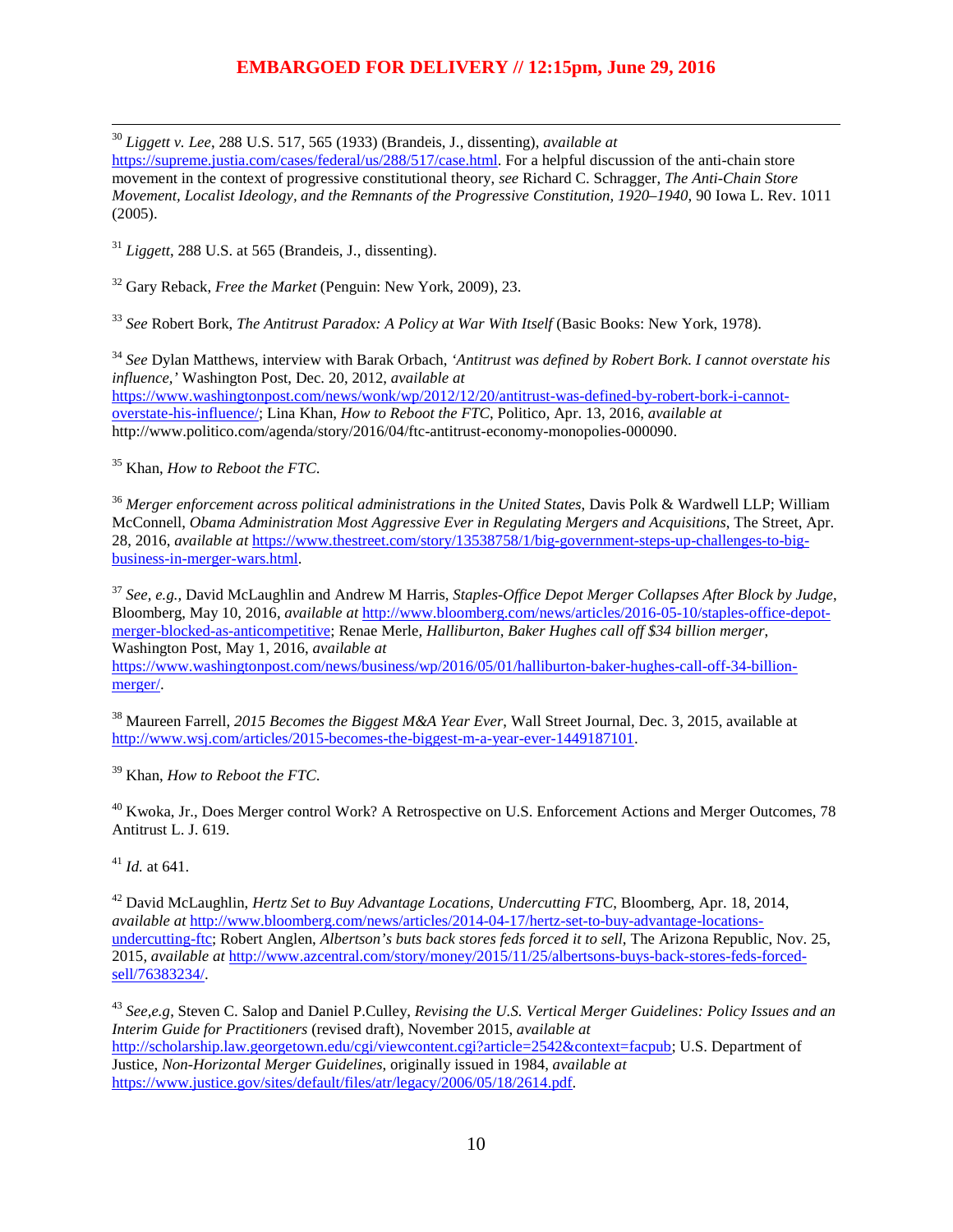**EMBARGOED FOR DELIVERY // 12:15pm, June 29, 2016**

[30] *Liggett v. Lee*, 288 U.S. 517, 565 (1933) (Brandeis, J., dissenting), *available at* https://supreme.justia.com/cases/federal/us/288/517/case.html. For a helpful discussion of the anti-chain store movement in the context of progressive constitutional theory, *see* Richard C. Schragger, *The Anti-Chain Store Movement, Localist Ideology, and the Remnants of the Progressive Constitution, 1920–1940*, 90 Iowa L. Rev. 1011 (2005).

[31] *Liggett*, 288 U.S. at 565 (Brandeis, J., dissenting).

[32] Gary Reback, *Free the Market* (Penguin: New York, 2009), 23.

[33] *See* Robert Bork, *The Antitrust Paradox: A Policy at War With Itself* (Basic Books: New York, 1978).

[34] *See* Dylan Matthews, interview with Barak Orbach, *'Antitrust was defined by Robert Bork. I cannot overstate his influence,'* Washington Post, Dec. 20, 2012, *available at* https://www.washingtonpost.com/news/wonk/wp/2012/12/20/antitrust-was-defined-by-robert-bork-i-cannot-overstate-his-influence/; Lina Khan, *How to Reboot the FTC*, Politico, Apr. 13, 2016, *available at* http://www.politico.com/agenda/story/2016/04/ftc-antitrust-economy-monopolies-000090.

[35] Khan, *How to Reboot the FTC*.

[36] *Merger enforcement across political administrations in the United States*, Davis Polk & Wardwell LLP; William McConnell, *Obama Administration Most Aggressive Ever in Regulating Mergers and Acquisitions*, The Street, Apr. 28, 2016, *available at* https://www.thestreet.com/story/13538758/1/big-government-steps-up-challenges-to-big-business-in-merger-wars.html.

[37] *See, e.g.,* David McLaughlin and Andrew M Harris, *Staples-Office Depot Merger Collapses After Block by Judge*, Bloomberg, May 10, 2016, *available at* http://www.bloomberg.com/news/articles/2016-05-10/staples-office-depot-merger-blocked-as-anticompetitive; Renae Merle, *Halliburton, Baker Hughes call off $34 billion merger*, Washington Post, May 1, 2016, *available at* https://www.washingtonpost.com/news/business/wp/2016/05/01/halliburton-baker-hughes-call-off-34-billion-merger/.

[38] Maureen Farrell, *2015 Becomes the Biggest M&A Year Ever*, Wall Street Journal, Dec. 3, 2015, available at http://www.wsj.com/articles/2015-becomes-the-biggest-m-a-year-ever-1449187101.

[39] Khan, *How to Reboot the FTC*.

[40] Kwoka, Jr., Does Merger control Work? A Retrospective on U.S. Enforcement Actions and Merger Outcomes, 78 Antitrust L. J. 619.

[41] *Id.* at 641.

[42] David McLaughlin, *Hertz Set to Buy Advantage Locations, Undercutting FTC*, Bloomberg, Apr. 18, 2014, *available at* http://www.bloomberg.com/news/articles/2014-04-17/hertz-set-to-buy-advantage-locations-undercutting-ftc; Robert Anglen, *Albertson's buts back stores feds forced it to sell*, The Arizona Republic, Nov. 25, 2015, *available at* http://www.azcentral.com/story/money/2015/11/25/albertsons-buys-back-stores-feds-forced-sell/76383234/.

[43] *See,e.g*, Steven C. Salop and Daniel P.Culley, *Revising the U.S. Vertical Merger Guidelines: Policy Issues and an Interim Guide for Practitioners* (revised draft), November 2015, *available at* http://scholarship.law.georgetown.edu/cgi/viewcontent.cgi?article=2542&context=facpub; U.S. Department of Justice, *Non-Horizontal Merger Guidelines*, originally issued in 1984, *available at* https://www.justice.gov/sites/default/files/atr/legacy/2006/05/18/2614.pdf.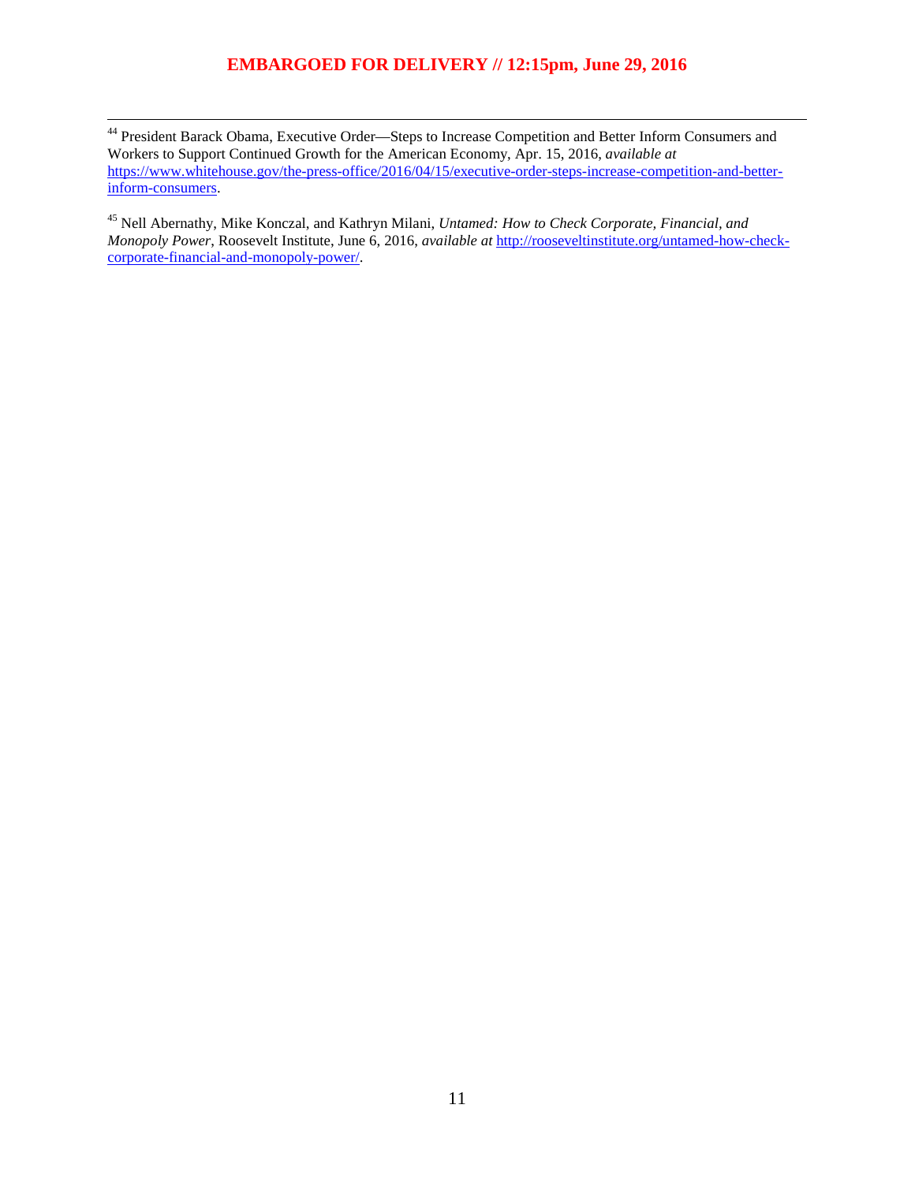[44] President Barack Obama, Executive Order—Steps to Increase Competition and Better Inform Consumers and Workers to Support Continued Growth for the American Economy, Apr. 15, 2016, *available at* https://www.whitehouse.gov/the-press-office/2016/04/15/executive-order-steps-increase-competition-and-better-inform-consumers.

[45] Nell Abernathy, Mike Konczal, and Kathryn Milani, *Untamed: How to Check Corporate, Financial, and Monopoly Power*, Roosevelt Institute, June 6, 2016, *available at* http://rooseveltinstitute.org/untamed-how-check-corporate-financial-and-monopoly-power/.